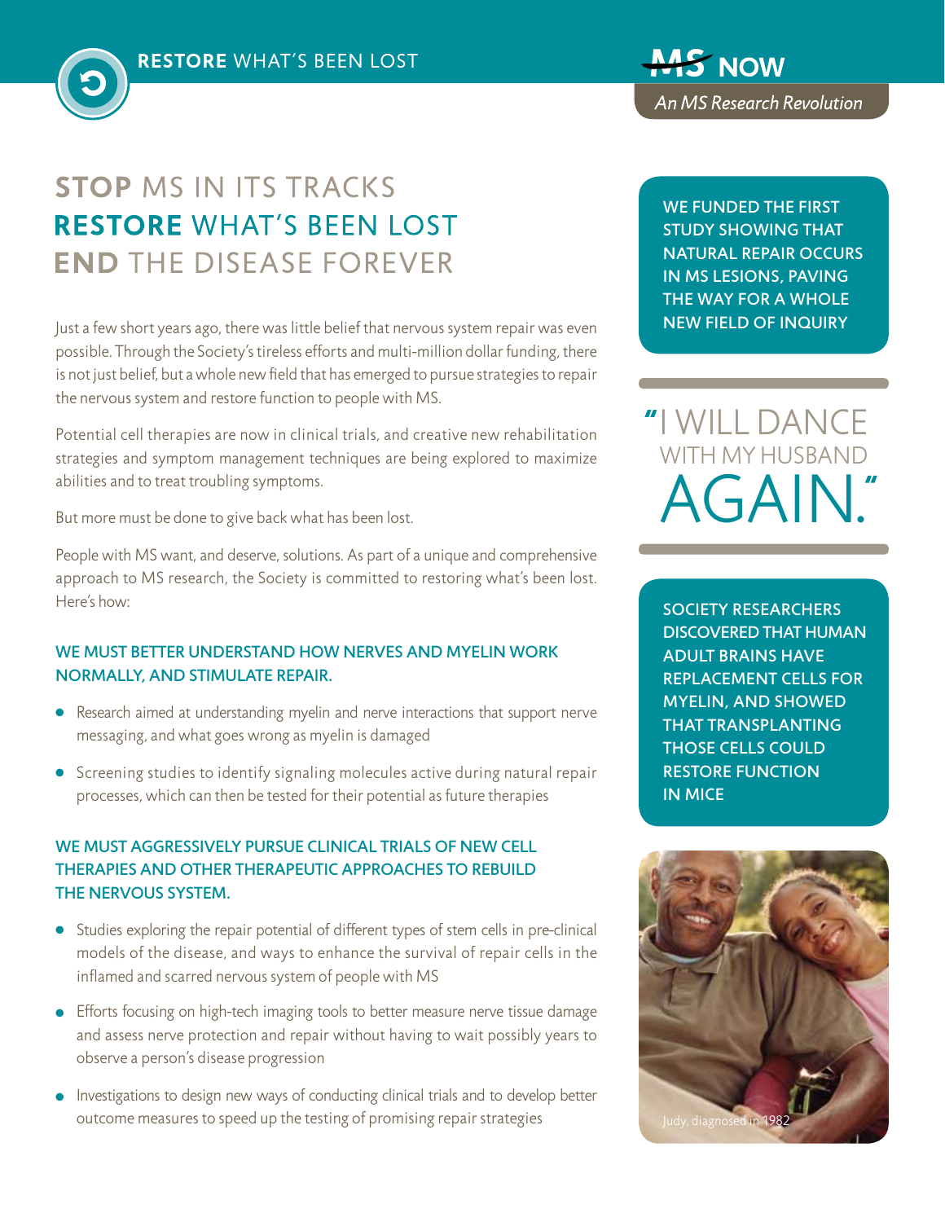**RESTORE** WHAT'S BEEN LOST

**MS NOW**
*An MS Research Revolution*

# **STOP** MS IN ITS TRACKS
# **RESTORE** WHAT'S BEEN LOST
# **END** THE DISEASE FOREVER

Just a few short years ago, there was little belief that nervous system repair was even possible. Through the Society's tireless efforts and multi-million dollar funding, there is not just belief, but a whole new field that has emerged to pursue strategies to repair the nervous system and restore function to people with MS.

Potential cell therapies are now in clinical trials, and creative new rehabilitation strategies and symptom management techniques are being explored to maximize abilities and to treat troubling symptoms.

But more must be done to give back what has been lost.

People with MS want, and deserve, solutions. As part of a unique and comprehensive approach to MS research, the Society is committed to restoring what's been lost. Here's how:

### WE MUST BETTER UNDERSTAND HOW NERVES AND MYELIN WORK NORMALLY, AND STIMULATE REPAIR.

- Research aimed at understanding myelin and nerve interactions that support nerve messaging, and what goes wrong as myelin is damaged
- Screening studies to identify signaling molecules active during natural repair processes, which can then be tested for their potential as future therapies

### WE MUST AGGRESSIVELY PURSUE CLINICAL TRIALS OF NEW CELL THERAPIES AND OTHER THERAPEUTIC APPROACHES TO REBUILD THE NERVOUS SYSTEM.

- Studies exploring the repair potential of different types of stem cells in pre-clinical models of the disease, and ways to enhance the survival of repair cells in the inflamed and scarred nervous system of people with MS
- Efforts focusing on high-tech imaging tools to better measure nerve tissue damage and assess nerve protection and repair without having to wait possibly years to observe a person's disease progression
- Investigations to design new ways of conducting clinical trials and to develop better outcome measures to speed up the testing of promising repair strategies

WE FUNDED THE FIRST STUDY SHOWING THAT NATURAL REPAIR OCCURS IN MS LESIONS, PAVING THE WAY FOR A WHOLE NEW FIELD OF INQUIRY

"I WILL DANCE WITH MY HUSBAND AGAIN."

SOCIETY RESEARCHERS DISCOVERED THAT HUMAN ADULT BRAINS HAVE REPLACEMENT CELLS FOR MYELIN, AND SHOWED THAT TRANSPLANTING THOSE CELLS COULD RESTORE FUNCTION IN MICE

Judy, diagnosed in 1982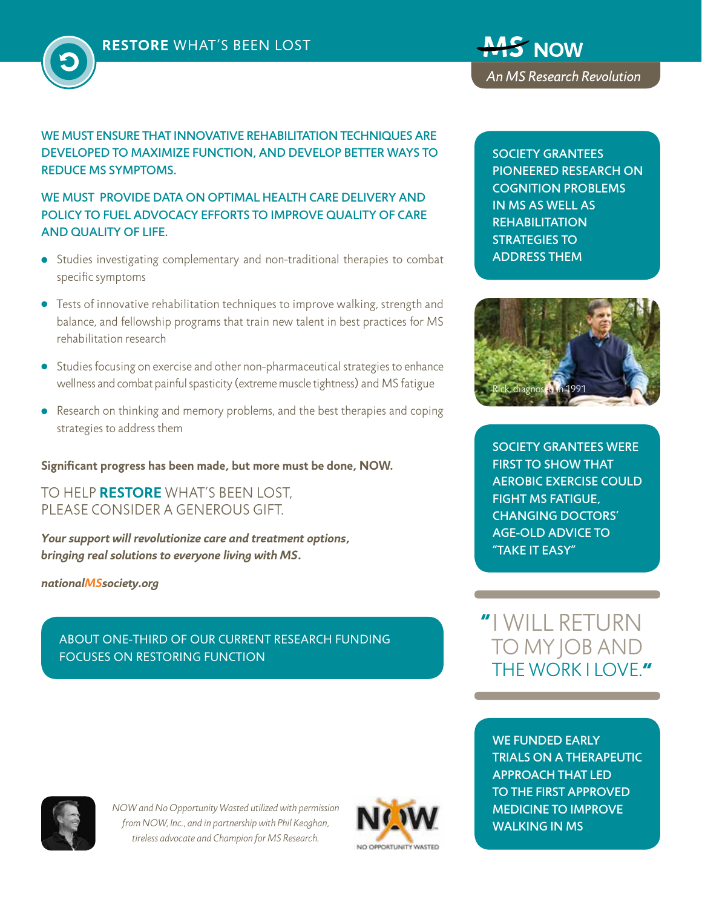# RESTORE WHAT'S BEEN LOST

**MS NOW**
*An MS Research Revolution*

## WE MUST ENSURE THAT INNOVATIVE REHABILITATION TECHNIQUES ARE DEVELOPED TO MAXIMIZE FUNCTION, AND DEVELOP BETTER WAYS TO REDUCE MS SYMPTOMS.

## WE MUST PROVIDE DATA ON OPTIMAL HEALTH CARE DELIVERY AND POLICY TO FUEL ADVOCACY EFFORTS TO IMPROVE QUALITY OF CARE AND QUALITY OF LIFE.

- Studies investigating complementary and non-traditional therapies to combat specific symptoms
- Tests of innovative rehabilitation techniques to improve walking, strength and balance, and fellowship programs that train new talent in best practices for MS rehabilitation research
- Studies focusing on exercise and other non-pharmaceutical strategies to enhance wellness and combat painful spasticity (extreme muscle tightness) and MS fatigue
- Research on thinking and memory problems, and the best therapies and coping strategies to address them

**Significant progress has been made, but more must be done, NOW.**

TO HELP **RESTORE** WHAT'S BEEN LOST,
PLEASE CONSIDER A GENEROUS GIFT.

***Your support will revolutionize care and treatment options, bringing real solutions to everyone living with MS.***

***nationalMSsociety.org***

ABOUT ONE-THIRD OF OUR CURRENT RESEARCH FUNDING FOCUSES ON RESTORING FUNCTION

SOCIETY GRANTEES PIONEERED RESEARCH ON COGNITION PROBLEMS IN MS AS WELL AS REHABILITATION STRATEGIES TO ADDRESS THEM

Rick, diagnosed in 1991

SOCIETY GRANTEES WERE FIRST TO SHOW THAT AEROBIC EXERCISE COULD FIGHT MS FATIGUE, CHANGING DOCTORS' AGE-OLD ADVICE TO "TAKE IT EASY"

"I WILL RETURN TO MY JOB AND THE WORK I LOVE."

WE FUNDED EARLY TRIALS ON A THERAPEUTIC APPROACH THAT LED TO THE FIRST APPROVED MEDICINE TO IMPROVE WALKING IN MS

*NOW and No Opportunity Wasted utilized with permission from NOW, Inc., and in partnership with Phil Keoghan, tireless advocate and Champion for MS Research.*

NOW
NO OPPORTUNITY WASTED